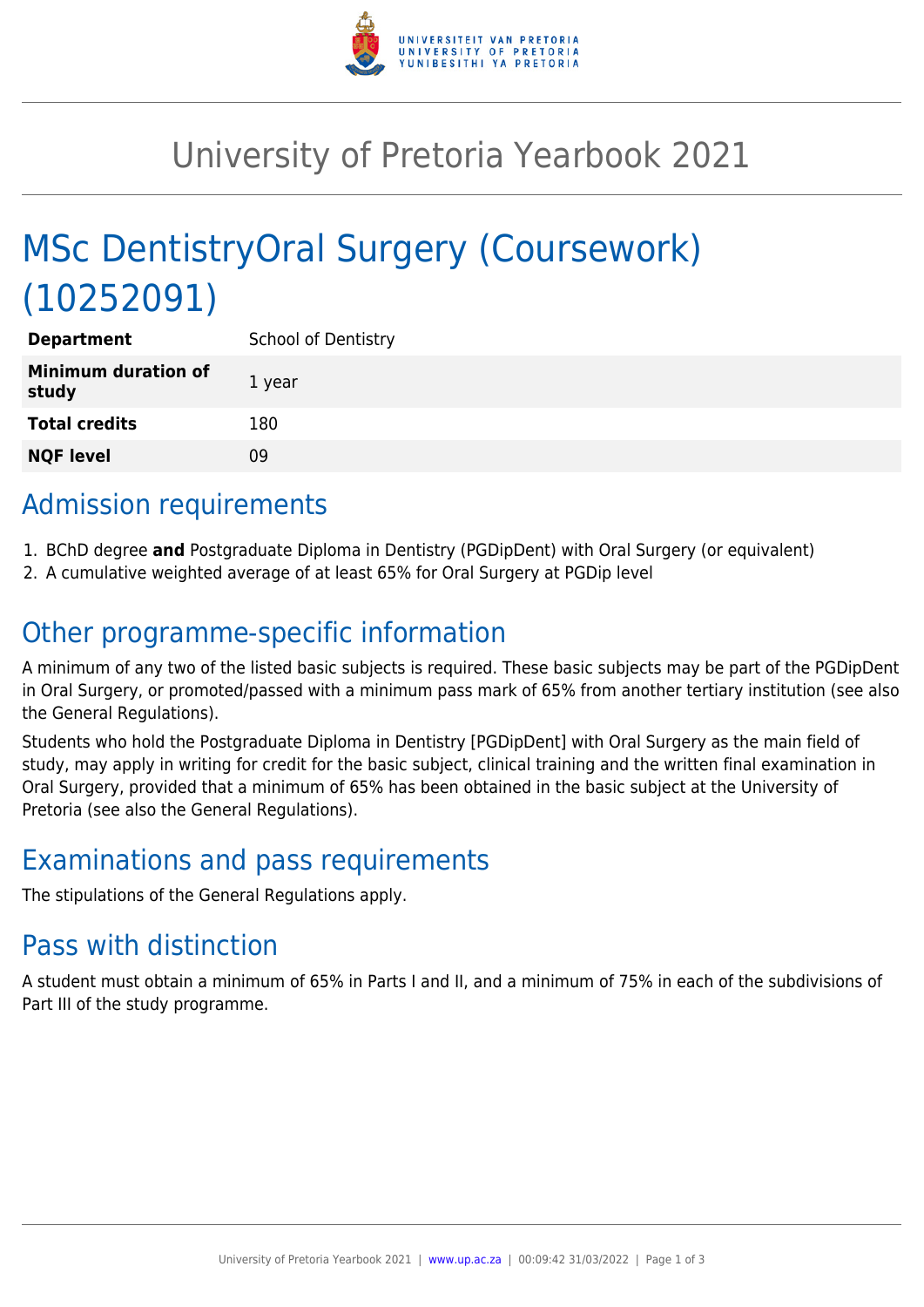# University of Pretoria Yearbook 2021

# MSc DentistryOral Surgery (Coursework) (10252091)

| | |
|---|---|
| **Department** | School of Dentistry |
| **Minimum duration of study** | 1 year |
| **Total credits** | 180 |
| **NQF level** | 09 |

## Admission requirements

1. BChD degree **and** Postgraduate Diploma in Dentistry (PGDipDent) with Oral Surgery (or equivalent)
2. A cumulative weighted average of at least 65% for Oral Surgery at PGDip level

## Other programme-specific information

A minimum of any two of the listed basic subjects is required. These basic subjects may be part of the PGDipDent in Oral Surgery, or promoted/passed with a minimum pass mark of 65% from another tertiary institution (see also the General Regulations).

Students who hold the Postgraduate Diploma in Dentistry [PGDipDent] with Oral Surgery as the main field of study, may apply in writing for credit for the basic subject, clinical training and the written final examination in Oral Surgery, provided that a minimum of 65% has been obtained in the basic subject at the University of Pretoria (see also the General Regulations).

## Examinations and pass requirements

The stipulations of the General Regulations apply.

## Pass with distinction

A student must obtain a minimum of 65% in Parts I and II, and a minimum of 75% in each of the subdivisions of Part III of the study programme.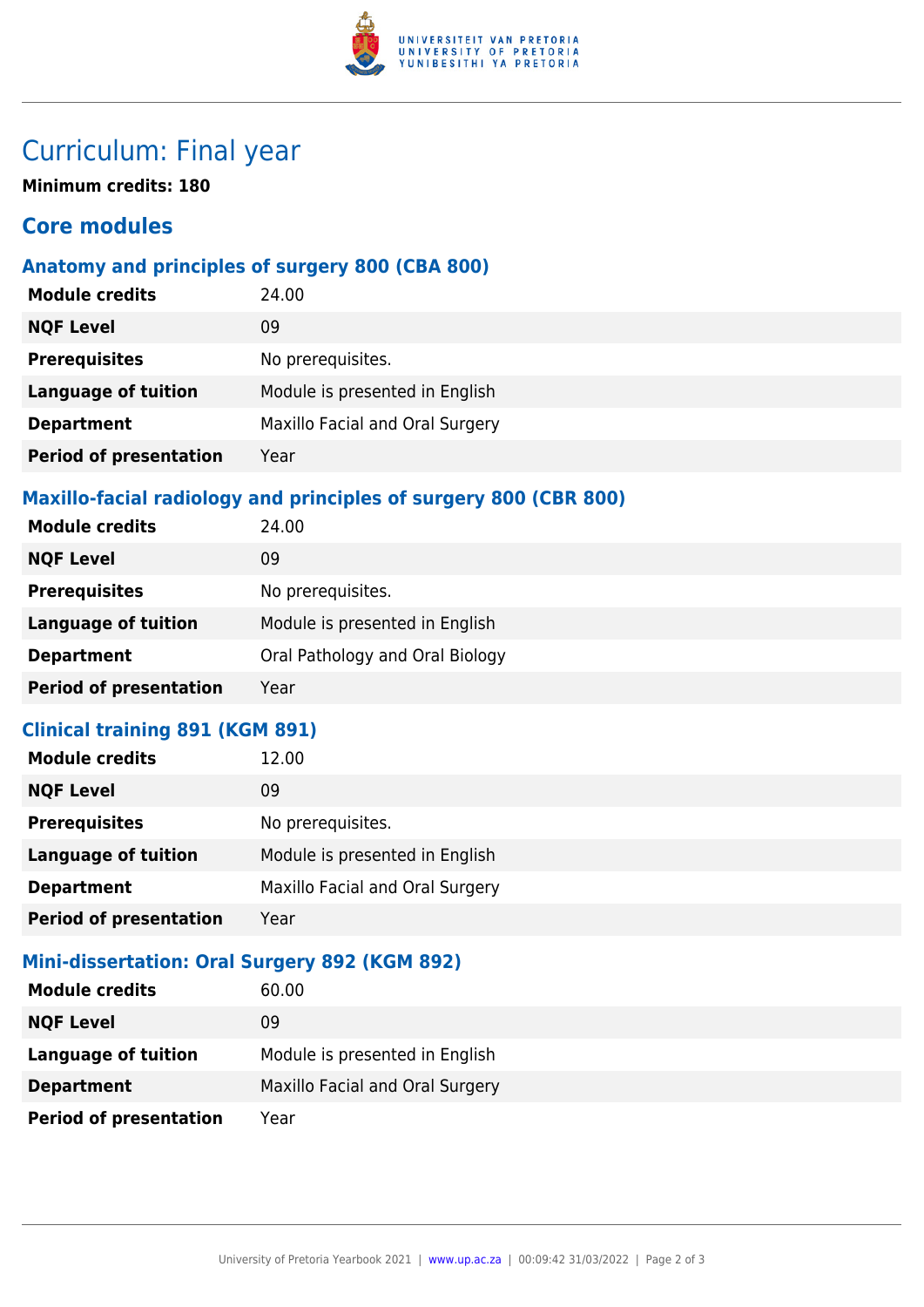# Curriculum: Final year

**Minimum credits: 180**

## Core modules

### Anatomy and principles of surgery 800 (CBA 800)

| | |
|---|---|
| **Module credits** | 24.00 |
| **NQF Level** | 09 |
| **Prerequisites** | No prerequisites. |
| **Language of tuition** | Module is presented in English |
| **Department** | Maxillo Facial and Oral Surgery |
| **Period of presentation** | Year |

### Maxillo-facial radiology and principles of surgery 800 (CBR 800)

| | |
|---|---|
| **Module credits** | 24.00 |
| **NQF Level** | 09 |
| **Prerequisites** | No prerequisites. |
| **Language of tuition** | Module is presented in English |
| **Department** | Oral Pathology and Oral Biology |
| **Period of presentation** | Year |

### Clinical training 891 (KGM 891)

| | |
|---|---|
| **Module credits** | 12.00 |
| **NQF Level** | 09 |
| **Prerequisites** | No prerequisites. |
| **Language of tuition** | Module is presented in English |
| **Department** | Maxillo Facial and Oral Surgery |
| **Period of presentation** | Year |

### Mini-dissertation: Oral Surgery 892 (KGM 892)

| | |
|---|---|
| **Module credits** | 60.00 |
| **NQF Level** | 09 |
| **Language of tuition** | Module is presented in English |
| **Department** | Maxillo Facial and Oral Surgery |
| **Period of presentation** | Year |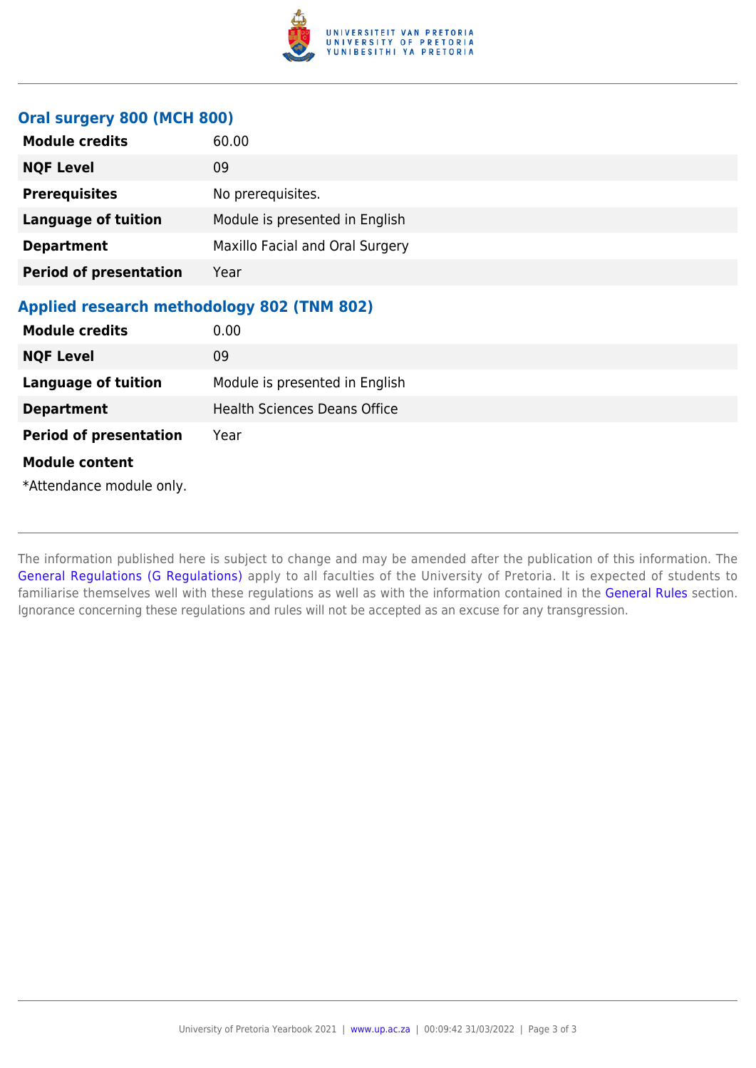### Oral surgery 800 (MCH 800)

| | |
|---|---|
| **Module credits** | 60.00 |
| **NQF Level** | 09 |
| **Prerequisites** | No prerequisites. |
| **Language of tuition** | Module is presented in English |
| **Department** | Maxillo Facial and Oral Surgery |
| **Period of presentation** | Year |

### Applied research methodology 802 (TNM 802)

| | |
|---|---|
| **Module credits** | 0.00 |
| **NQF Level** | 09 |
| **Language of tuition** | Module is presented in English |
| **Department** | Health Sciences Deans Office |
| **Period of presentation** | Year |

**Module content**

*Attendance module only.

The information published here is subject to change and may be amended after the publication of this information. The General Regulations (G Regulations) apply to all faculties of the University of Pretoria. It is expected of students to familiarise themselves well with these regulations as well as with the information contained in the General Rules section. Ignorance concerning these regulations and rules will not be accepted as an excuse for any transgression.